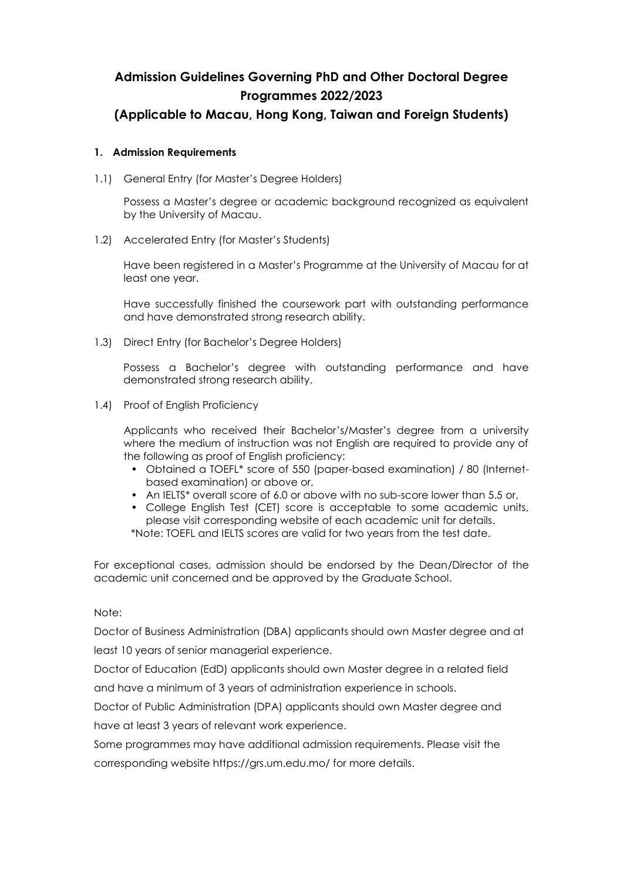# Admission Guidelines Governing PhD and Other Doctoral Degree Programmes 2022/2023

## (Applicable to Macau, Hong Kong, Taiwan and Foreign Students)

### 1. Admission Requirements

1.1) General Entry (for Master's Degree Holders)

Possess a Master's degree or academic background recognized as equivalent by the University of Macau.

1.2) Accelerated Entry (for Master's Students)

Have been registered in a Master's Programme at the University of Macau for at least one year.

Have successfully finished the coursework part with outstanding performance and have demonstrated strong research ability.

1.3) Direct Entry (for Bachelor's Degree Holders)

Possess a Bachelor's degree with outstanding performance and have demonstrated strong research ability.

1.4) Proof of English Proficiency

Applicants who received their Bachelor's/Master's degree from a university where the medium of instruction was not English are required to provide any of the following as proof of English proficiency:

- Obtained a TOEFL* score of 550 (paper-based examination) / 80 (Internet-based examination) or above or,
- An IELTS* overall score of 6.0 or above with no sub-score lower than 5.5 or,
- College English Test (CET) score is acceptable to some academic units, please visit corresponding website of each academic unit for details.

*Note: TOEFL and IELTS scores are valid for two years from the test date.

For exceptional cases, admission should be endorsed by the Dean/Director of the academic unit concerned and be approved by the Graduate School.

Note:

Doctor of Business Administration (DBA) applicants should own Master degree and at least 10 years of senior managerial experience.

Doctor of Education (EdD) applicants should own Master degree in a related field and have a minimum of 3 years of administration experience in schools.

Doctor of Public Administration (DPA) applicants should own Master degree and have at least 3 years of relevant work experience.

Some programmes may have additional admission requirements. Please visit the corresponding website https://grs.um.edu.mo/ for more details.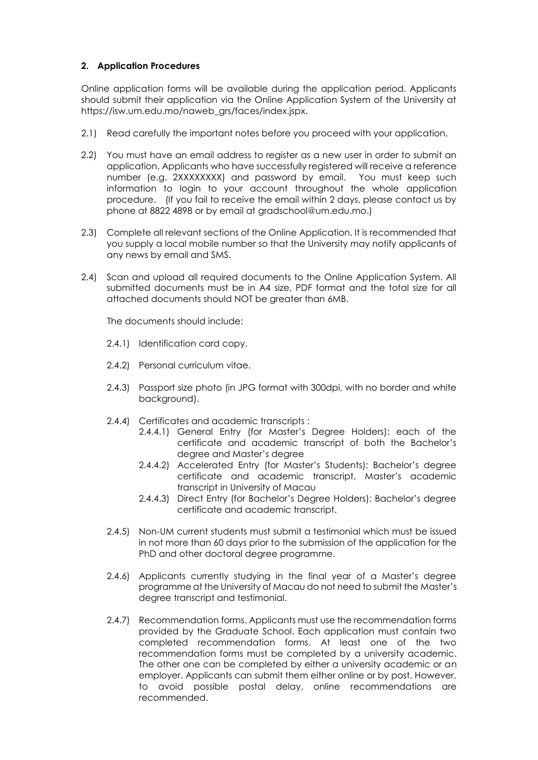## 2. Application Procedures

Online application forms will be available during the application period. Applicants should submit their application via the Online Application System of the University at https://isw.um.edu.mo/naweb_grs/faces/index.jspx.

2.1) Read carefully the important notes before you proceed with your application.

2.2) You must have an email address to register as a new user in order to submit an application. Applicants who have successfully registered will receive a reference number (e.g. 2XXXXXXXX) and password by email. You must keep such information to login to your account throughout the whole application procedure. (If you fail to receive the email within 2 days, please contact us by phone at 8822 4898 or by email at gradschool@um.edu.mo.)

2.3) Complete all relevant sections of the Online Application. It is recommended that you supply a local mobile number so that the University may notify applicants of any news by email and SMS.

2.4) Scan and upload all required documents to the Online Application System. All submitted documents must be in A4 size, PDF format and the total size for all attached documents should NOT be greater than 6MB.

The documents should include:

2.4.1) Identification card copy.

2.4.2) Personal curriculum vitae.

2.4.3) Passport size photo (in JPG format with 300dpi, with no border and white background).

2.4.4) Certificates and academic transcripts :

2.4.4.1) General Entry (for Master's Degree Holders): each of the certificate and academic transcript of both the Bachelor's degree and Master's degree

2.4.4.2) Accelerated Entry (for Master's Students): Bachelor's degree certificate and academic transcript, Master's academic transcript in University of Macau

2.4.4.3) Direct Entry (for Bachelor's Degree Holders): Bachelor's degree certificate and academic transcript.

2.4.5) Non-UM current students must submit a testimonial which must be issued in not more than 60 days prior to the submission of the application for the PhD and other doctoral degree programme.

2.4.6) Applicants currently studying in the final year of a Master's degree programme at the University of Macau do not need to submit the Master's degree transcript and testimonial.

2.4.7) Recommendation forms. Applicants must use the recommendation forms provided by the Graduate School. Each application must contain two completed recommendation forms. At least one of the two recommendation forms must be completed by a university academic. The other one can be completed by either a university academic or an employer. Applicants can submit them either online or by post. However, to avoid possible postal delay, online recommendations are recommended.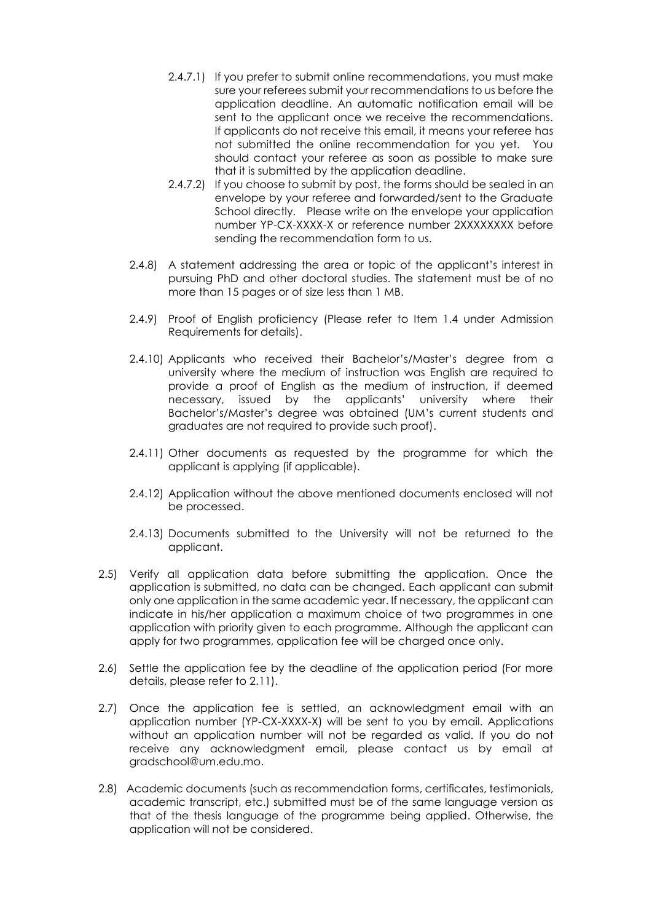2.4.7.1) If you prefer to submit online recommendations, you must make sure your referees submit your recommendations to us before the application deadline. An automatic notification email will be sent to the applicant once we receive the recommendations. If applicants do not receive this email, it means your referee has not submitted the online recommendation for you yet. You should contact your referee as soon as possible to make sure that it is submitted by the application deadline.

2.4.7.2) If you choose to submit by post, the forms should be sealed in an envelope by your referee and forwarded/sent to the Graduate School directly. Please write on the envelope your application number YP-CX-XXXX-X or reference number 2XXXXXXXX before sending the recommendation form to us.

2.4.8) A statement addressing the area or topic of the applicant's interest in pursuing PhD and other doctoral studies. The statement must be of no more than 15 pages or of size less than 1 MB.

2.4.9) Proof of English proficiency (Please refer to Item 1.4 under Admission Requirements for details).

2.4.10) Applicants who received their Bachelor's/Master's degree from a university where the medium of instruction was English are required to provide a proof of English as the medium of instruction, if deemed necessary, issued by the applicants' university where their Bachelor's/Master's degree was obtained (UM's current students and graduates are not required to provide such proof).

2.4.11) Other documents as requested by the programme for which the applicant is applying (if applicable).

2.4.12) Application without the above mentioned documents enclosed will not be processed.

2.4.13) Documents submitted to the University will not be returned to the applicant.

2.5) Verify all application data before submitting the application. Once the application is submitted, no data can be changed. Each applicant can submit only one application in the same academic year. If necessary, the applicant can indicate in his/her application a maximum choice of two programmes in one application with priority given to each programme. Although the applicant can apply for two programmes, application fee will be charged once only.

2.6) Settle the application fee by the deadline of the application period (For more details, please refer to 2.11).

2.7) Once the application fee is settled, an acknowledgment email with an application number (YP-CX-XXXX-X) will be sent to you by email. Applications without an application number will not be regarded as valid. If you do not receive any acknowledgment email, please contact us by email at gradschool@um.edu.mo.

2.8) Academic documents (such as recommendation forms, certificates, testimonials, academic transcript, etc.) submitted must be of the same language version as that of the thesis language of the programme being applied. Otherwise, the application will not be considered.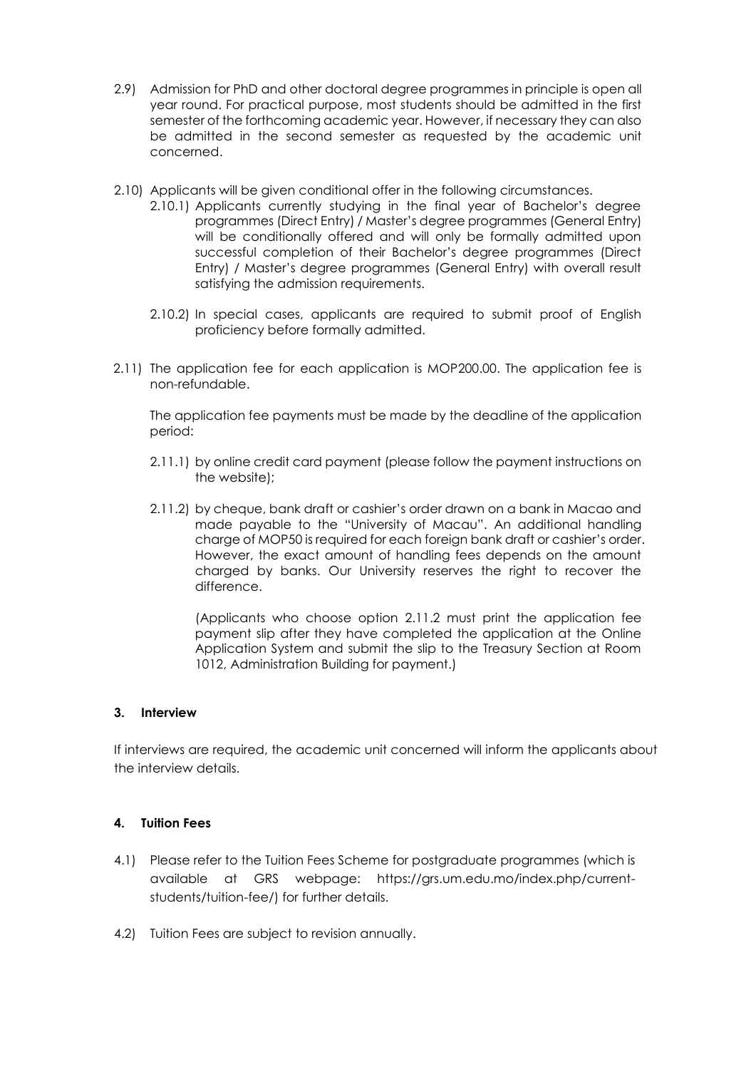2.9) Admission for PhD and other doctoral degree programmes in principle is open all year round. For practical purpose, most students should be admitted in the first semester of the forthcoming academic year. However, if necessary they can also be admitted in the second semester as requested by the academic unit concerned.

2.10) Applicants will be given conditional offer in the following circumstances.

2.10.1) Applicants currently studying in the final year of Bachelor's degree programmes (Direct Entry) / Master's degree programmes (General Entry) will be conditionally offered and will only be formally admitted upon successful completion of their Bachelor's degree programmes (Direct Entry) / Master's degree programmes (General Entry) with overall result satisfying the admission requirements.

2.10.2) In special cases, applicants are required to submit proof of English proficiency before formally admitted.

2.11) The application fee for each application is MOP200.00. The application fee is non-refundable.

The application fee payments must be made by the deadline of the application period:

2.11.1) by online credit card payment (please follow the payment instructions on the website);

2.11.2) by cheque, bank draft or cashier's order drawn on a bank in Macao and made payable to the "University of Macau". An additional handling charge of MOP50 is required for each foreign bank draft or cashier's order. However, the exact amount of handling fees depends on the amount charged by banks. Our University reserves the right to recover the difference.

(Applicants who choose option 2.11.2 must print the application fee payment slip after they have completed the application at the Online Application System and submit the slip to the Treasury Section at Room 1012, Administration Building for payment.)

### 3. Interview

If interviews are required, the academic unit concerned will inform the applicants about the interview details.

### 4. Tuition Fees

4.1) Please refer to the Tuition Fees Scheme for postgraduate programmes (which is available at GRS webpage: https://grs.um.edu.mo/index.php/current-students/tuition-fee/) for further details.

4.2) Tuition Fees are subject to revision annually.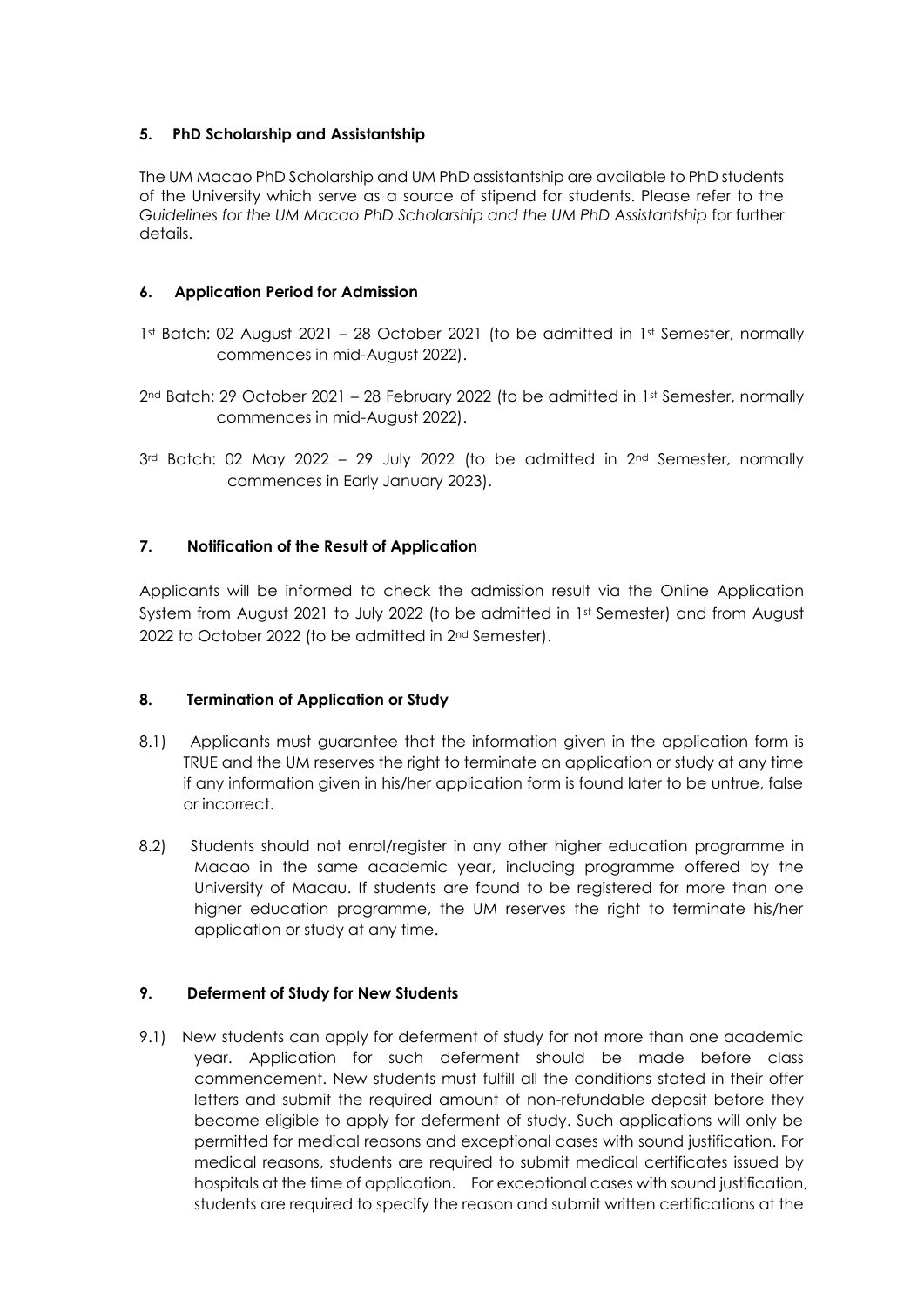## 5. PhD Scholarship and Assistantship

The UM Macao PhD Scholarship and UM PhD assistantship are available to PhD students of the University which serve as a source of stipend for students. Please refer to the *Guidelines for the UM Macao PhD Scholarship and the UM PhD Assistantship* for further details.

## 6. Application Period for Admission

1st Batch: 02 August 2021 – 28 October 2021 (to be admitted in 1st Semester, normally commences in mid-August 2022).

2nd Batch: 29 October 2021 – 28 February 2022 (to be admitted in 1st Semester, normally commences in mid-August 2022).

3rd Batch: 02 May 2022 – 29 July 2022 (to be admitted in 2nd Semester, normally commences in Early January 2023).

## 7. Notification of the Result of Application

Applicants will be informed to check the admission result via the Online Application System from August 2021 to July 2022 (to be admitted in 1st Semester) and from August 2022 to October 2022 (to be admitted in 2nd Semester).

## 8. Termination of Application or Study

8.1) Applicants must guarantee that the information given in the application form is TRUE and the UM reserves the right to terminate an application or study at any time if any information given in his/her application form is found later to be untrue, false or incorrect.

8.2) Students should not enrol/register in any other higher education programme in Macao in the same academic year, including programme offered by the University of Macau. If students are found to be registered for more than one higher education programme, the UM reserves the right to terminate his/her application or study at any time.

## 9. Deferment of Study for New Students

9.1) New students can apply for deferment of study for not more than one academic year. Application for such deferment should be made before class commencement. New students must fulfill all the conditions stated in their offer letters and submit the required amount of non-refundable deposit before they become eligible to apply for deferment of study. Such applications will only be permitted for medical reasons and exceptional cases with sound justification. For medical reasons, students are required to submit medical certificates issued by hospitals at the time of application. For exceptional cases with sound justification, students are required to specify the reason and submit written certifications at the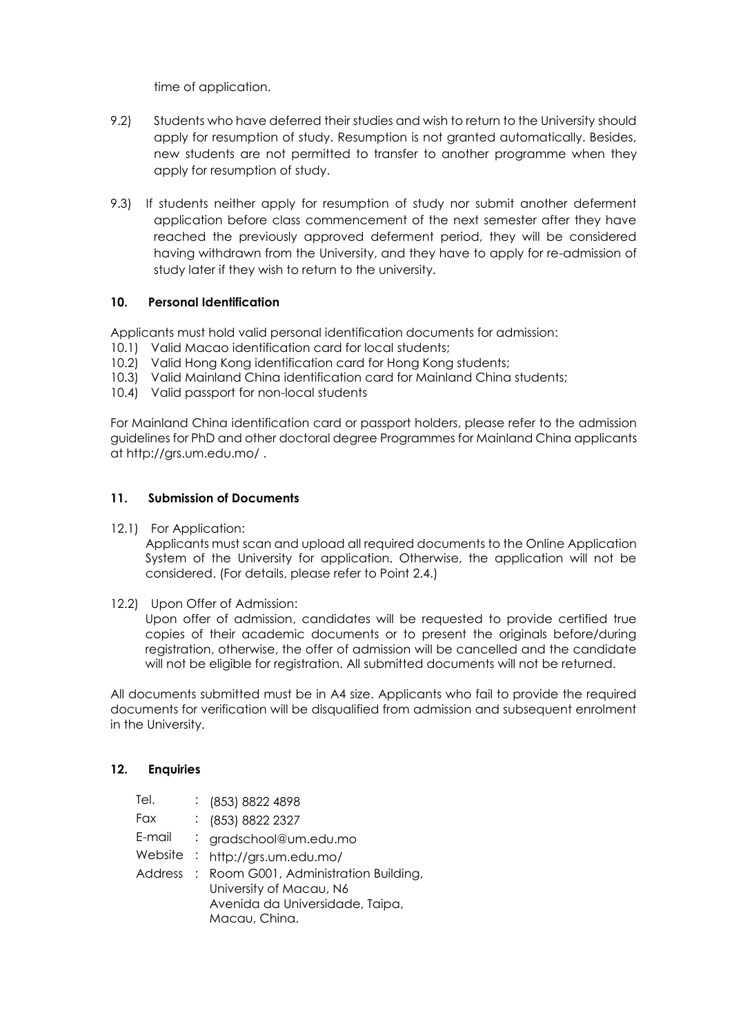time of application.

9.2) Students who have deferred their studies and wish to return to the University should apply for resumption of study. Resumption is not granted automatically. Besides, new students are not permitted to transfer to another programme when they apply for resumption of study.

9.3) If students neither apply for resumption of study nor submit another deferment application before class commencement of the next semester after they have reached the previously approved deferment period, they will be considered having withdrawn from the University, and they have to apply for re-admission of study later if they wish to return to the university.

## 10. Personal Identification

Applicants must hold valid personal identification documents for admission:

10.1) Valid Macao identification card for local students;
10.2) Valid Hong Kong identification card for Hong Kong students;
10.3) Valid Mainland China identification card for Mainland China students;
10.4) Valid passport for non-local students

For Mainland China identification card or passport holders, please refer to the admission guidelines for PhD and other doctoral degree Programmes for Mainland China applicants at http://grs.um.edu.mo/ .

## 11. Submission of Documents

12.1) For Application:
Applicants must scan and upload all required documents to the Online Application System of the University for application. Otherwise, the application will not be considered. (For details, please refer to Point 2.4.)

12.2) Upon Offer of Admission:
Upon offer of admission, candidates will be requested to provide certified true copies of their academic documents or to present the originals before/during registration, otherwise, the offer of admission will be cancelled and the candidate will not be eligible for registration. All submitted documents will not be returned.

All documents submitted must be in A4 size. Applicants who fail to provide the required documents for verification will be disqualified from admission and subsequent enrolment in the University.

## 12. Enquiries

Tel. : (853) 8822 4898
Fax : (853) 8822 2327
E-mail : gradschool@um.edu.mo
Website : http://grs.um.edu.mo/
Address : Room G001, Administration Building,
University of Macau, N6
Avenida da Universidade, Taipa,
Macau, China.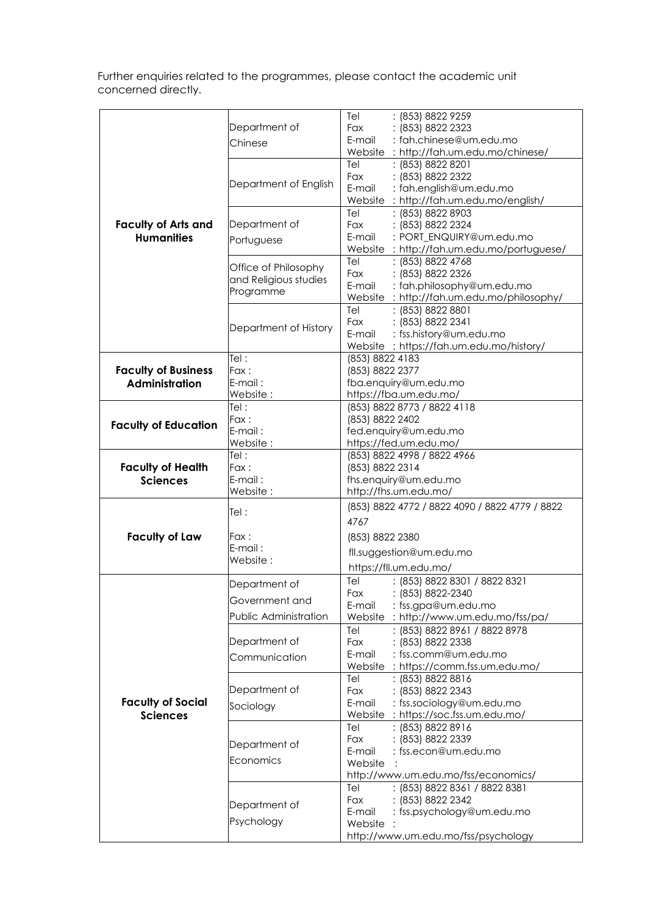Further enquiries related to the programmes, please contact the academic unit concerned directly.

| | | |
|---|---|---|
| **Faculty of Arts and Humanities** | Department of Chinese | Tel : (853) 8822 9259<br>Fax : (853) 8822 2323<br>E-mail : fah.chinese@um.edu.mo<br>Website : http://fah.um.edu.mo/chinese/ |
| | Department of English | Tel : (853) 8822 8201<br>Fax : (853) 8822 2322<br>E-mail : fah.english@um.edu.mo<br>Website : http://fah.um.edu.mo/english/ |
| | Department of Portuguese | Tel : (853) 8822 8903<br>Fax : (853) 8822 2324<br>E-mail : PORT_ENQUIRY@um.edu.mo<br>Website : http://fah.um.edu.mo/portuguese/ |
| | Office of Philosophy and Religious studies Programme | Tel : (853) 8822 4768<br>Fax : (853) 8822 2326<br>E-mail : fah.philosophy@um.edu.mo<br>Website : http://fah.um.edu.mo/philosophy/ |
| | Department of History | Tel : (853) 8822 8801<br>Fax : (853) 8822 2341<br>E-mail : fss.history@um.edu.mo<br>Website : https://fah.um.edu.mo/history/ |
| **Faculty of Business Administration** | Tel :<br>Fax :<br>E-mail :<br>Website : | (853) 8822 4183<br>(853) 8822 2377<br>fba.enquiry@um.edu.mo<br>https://fba.um.edu.mo/ |
| **Faculty of Education** | Tel :<br>Fax :<br>E-mail :<br>Website : | (853) 8822 8773 / 8822 4118<br>(853) 8822 2402<br>fed.enquiry@um.edu.mo<br>https://fed.um.edu.mo/ |
| **Faculty of Health Sciences** | Tel :<br>Fax :<br>E-mail :<br>Website : | (853) 8822 4998 / 8822 4966<br>(853) 8822 2314<br>fhs.enquiry@um.edu.mo<br>http://fhs.um.edu.mo/ |
| **Faculty of Law** | Tel :<br>Fax :<br>E-mail :<br>Website : | (853) 8822 4772 / 8822 4090 / 8822 4779 / 8822 4767<br>(853) 8822 2380<br>fll.suggestion@um.edu.mo<br>https://fll.um.edu.mo/ |
| **Faculty of Social Sciences** | Department of Government and Public Administration | Tel : (853) 8822 8301 / 8822 8321<br>Fax : (853) 8822-2340<br>E-mail : fss.gpa@um.edu.mo<br>Website : http://www.um.edu.mo/fss/pa/ |
| | Department of Communication | Tel : (853) 8822 8961 / 8822 8978<br>Fax : (853) 8822 2338<br>E-mail : fss.comm@um.edu.mo<br>Website : https://comm.fss.um.edu.mo/ |
| | Department of Sociology | Tel : (853) 8822 8816<br>Fax : (853) 8822 2343<br>E-mail : fss.sociology@um.edu.mo<br>Website : https://soc.fss.um.edu.mo/ |
| | Department of Economics | Tel : (853) 8822 8916<br>Fax : (853) 8822 2339<br>E-mail : fss.econ@um.edu.mo<br>Website : http://www.um.edu.mo/fss/economics/ |
| | Department of Psychology | Tel : (853) 8822 8361 / 8822 8381<br>Fax : (853) 8822 2342<br>E-mail : fss.psychology@um.edu.mo<br>Website : http://www.um.edu.mo/fss/psychology |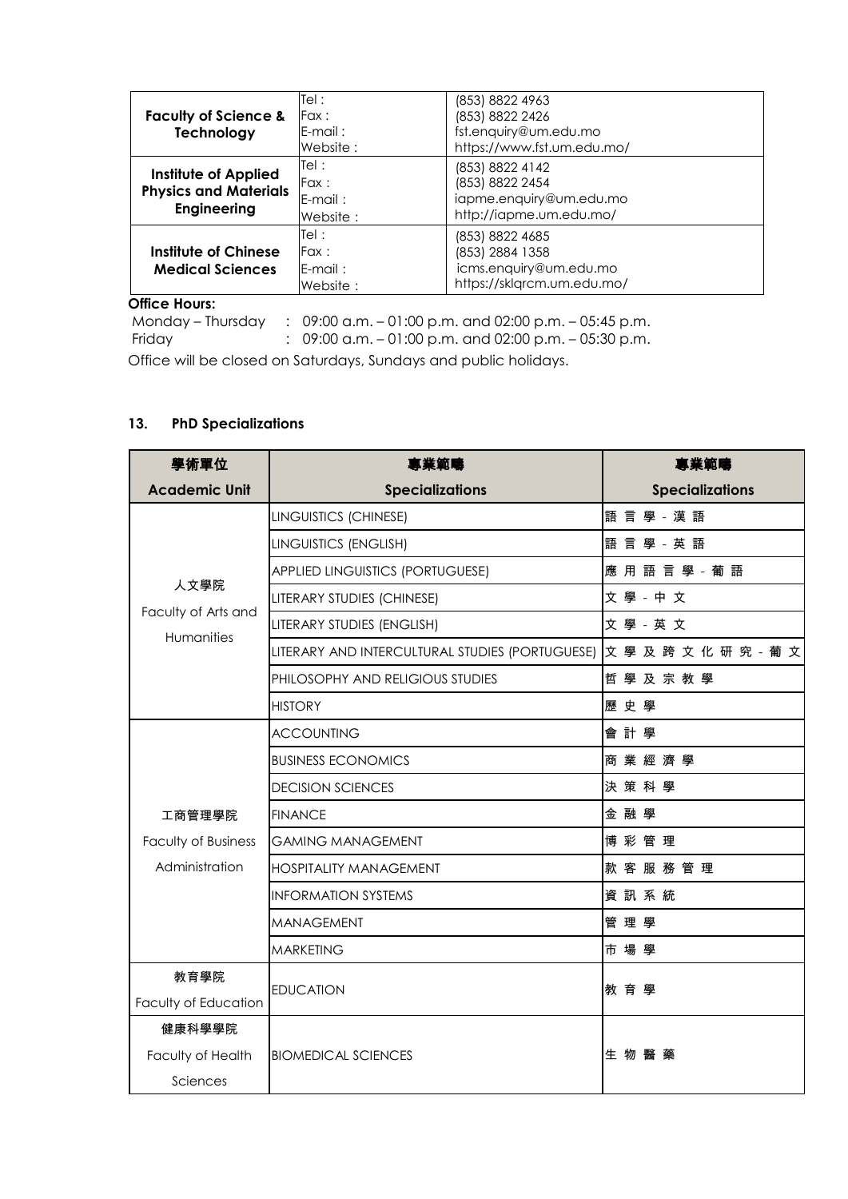| | | |
|---|---|---|
| **Faculty of Science & Technology** | Tel：<br>Fax：<br>E-mail：<br>Website： | (853) 8822 4963<br>(853) 8822 2426<br>fst.enquiry@um.edu.mo<br>https://www.fst.um.edu.mo/ |
| **Institute of Applied Physics and Materials Engineering** | Tel：<br>Fax：<br>E-mail：<br>Website： | (853) 8822 4142<br>(853) 8822 2454<br>iapme.enquiry@um.edu.mo<br>http://iapme.um.edu.mo/ |
| **Institute of Chinese Medical Sciences** | Tel：<br>Fax：<br>E-mail：<br>Website： | (853) 8822 4685<br>(853) 2884 1358<br>icms.enquiry@um.edu.mo<br>https://sklqrcm.um.edu.mo/ |

**Office Hours:**

Monday – Thursday : 09:00 a.m. – 01:00 p.m. and 02:00 p.m. – 05:45 p.m.
Friday : 09:00 a.m. – 01:00 p.m. and 02:00 p.m. – 05:30 p.m.

Office will be closed on Saturdays, Sundays and public holidays.

## 13. PhD Specializations

| 學術單位<br>**Academic Unit** | 專業範疇<br>**Specializations** | 專業範疇<br>**Specializations** |
|---|---|---|
| 人文學院<br>Faculty of Arts and Humanities | LINGUISTICS (CHINESE) | 語 言 學 - 漢 語 |
| | LINGUISTICS (ENGLISH) | 語 言 學 - 英 語 |
| | APPLIED LINGUISTICS (PORTUGUESE) | 應 用 語 言 學 - 葡 語 |
| | LITERARY STUDIES (CHINESE) | 文 學 - 中 文 |
| | LITERARY STUDIES (ENGLISH) | 文 學 - 英 文 |
| | LITERARY AND INTERCULTURAL STUDIES (PORTUGUESE) | 文 學 及 跨 文 化 研 究 - 葡 文 |
| | PHILOSOPHY AND RELIGIOUS STUDIES | 哲 學 及 宗 教 學 |
| | HISTORY | 歷 史 學 |
| 工商管理學院<br>Faculty of Business Administration | ACCOUNTING | 會 計 學 |
| | BUSINESS ECONOMICS | 商 業 經 濟 學 |
| | DECISION SCIENCES | 決 策 科 學 |
| | FINANCE | 金 融 學 |
| | GAMING MANAGEMENT | 博 彩 管 理 |
| | HOSPITALITY MANAGEMENT | 款 客 服 務 管 理 |
| | INFORMATION SYSTEMS | 資 訊 系 統 |
| | MANAGEMENT | 管 理 學 |
| | MARKETING | 市 場 學 |
| 教育學院<br>Faculty of Education | EDUCATION | 教 育 學 |
| 健康科學學院<br>Faculty of Health Sciences | BIOMEDICAL SCIENCES | 生 物 醫 藥 |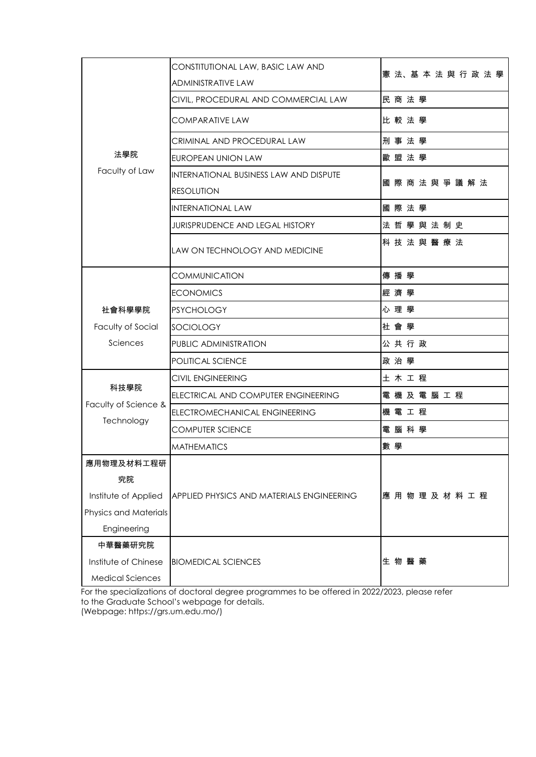| | | |
|---|---|---|
| 法學院 Faculty of Law | CONSTITUTIONAL LAW, BASIC LAW AND ADMINISTRATIVE LAW | 憲法、基本法與行政法學 |
| | CIVIL, PROCEDURAL AND COMMERCIAL LAW | 民商法學 |
| | COMPARATIVE LAW | 比較法學 |
| | CRIMINAL AND PROCEDURAL LAW | 刑事法學 |
| | EUROPEAN UNION LAW | 歐盟法學 |
| | INTERNATIONAL BUSINESS LAW AND DISPUTE RESOLUTION | 國際商法與爭議解法 |
| | INTERNATIONAL LAW | 國際法學 |
| | JURISPRUDENCE AND LEGAL HISTORY | 法哲學與法制史 |
| | LAW ON TECHNOLOGY AND MEDICINE | 科技法與醫療法 |
| 社會科學學院 Faculty of Social Sciences | COMMUNICATION | 傳播學 |
| | ECONOMICS | 經濟學 |
| | PSYCHOLOGY | 心理學 |
| | SOCIOLOGY | 社會學 |
| | PUBLIC ADMINISTRATION | 公共行政 |
| | POLITICAL SCIENCE | 政治學 |
| 科技學院 Faculty of Science & Technology | CIVIL ENGINEERING | 土木工程 |
| | ELECTRICAL AND COMPUTER ENGINEERING | 電機及電腦工程 |
| | ELECTROMECHANICAL ENGINEERING | 機電工程 |
| | COMPUTER SCIENCE | 電腦科學 |
| | MATHEMATICS | 數學 |
| 應用物理及材料工程研究院 Institute of Applied Physics and Materials Engineering | APPLIED PHYSICS AND MATERIALS ENGINEERING | 應用物理及材料工程 |
| 中華醫藥研究院 Institute of Chinese Medical Sciences | BIOMEDICAL SCIENCES | 生物醫藥 |

For the specializations of doctoral degree programmes to be offered in 2022/2023, please refer to the Graduate School's webpage for details.
(Webpage: https://grs.um.edu.mo/)